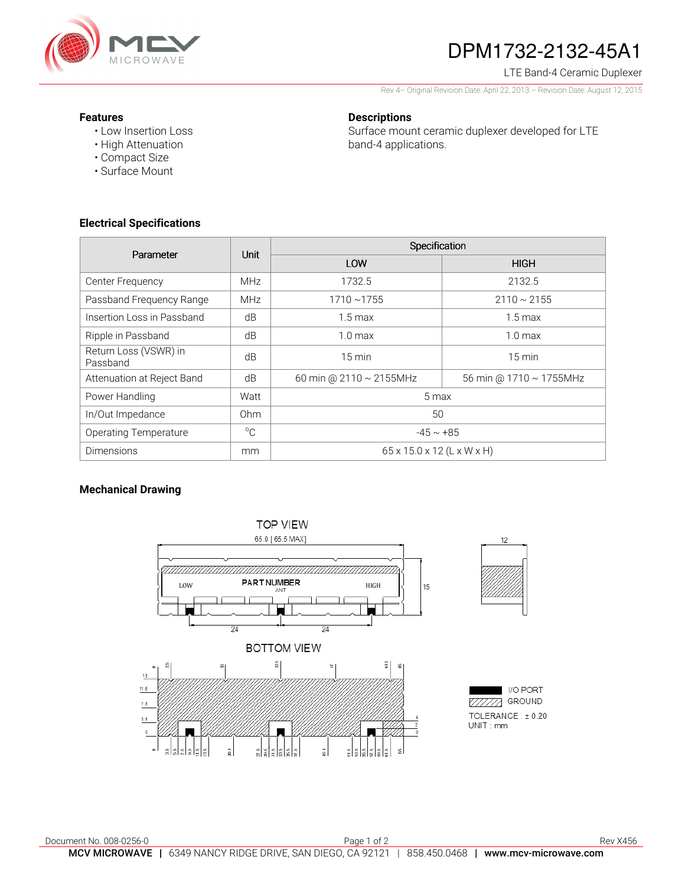# DPM1732-2132-45A1

LTE Band-4 Ceramic Duplexer

Rev 4– Original Revision Date: April 22, 2013 – Revision Date: August 12, 2015

### Features

- Low Insertion Loss
- High Attenuation
- Compact Size
- Surface Mount

### Descriptions

Surface mount ceramic duplexer developed for LTE band-4 applications.

### Electrical Specifications

| Parameter | Unit | Specification | |
|---|---|---|---|
| | | LOW | HIGH |
| Center Frequency | MHz | 1732.5 | 2132.5 |
| Passband Frequency Range | MHz | 1710 ~1755 | 2110 ~ 2155 |
| Insertion Loss in Passband | dB | 1.5 max | 1.5 max |
| Ripple in Passband | dB | 1.0 max | 1.0 max |
| Return Loss (VSWR) in Passband | dB | 15 min | 15 min |
| Attenuation at Reject Band | dB | 60 min @ 2110 ~ 2155MHz | 56 min @ 1710 ~ 1755MHz |
| Power Handling | Watt | 5 max | |
| In/Out Impedance | Ohm | 50 | |
| Operating Temperature | °C | -45 ~ +85 | |
| Dimensions | mm | 65 x 15.0 x 12 (L x W x H) | |

### Mechanical Drawing

TOP VIEW

65.0 [ 65.5 MAX]

LOW PART NUMBER ANT HIGH

15

24 24

12

BOTTOM VIEW

I/O PORT

GROUND

TOLERANCE : ± 0.20

UNIT : mm

Document No. 008-0256-0

Rev X456

**MCV MICROWAVE** | 6349 NANCY RIDGE DRIVE, SAN DIEGO, CA 92121 | 858.450.0468 | **www.mcv-microwave.com**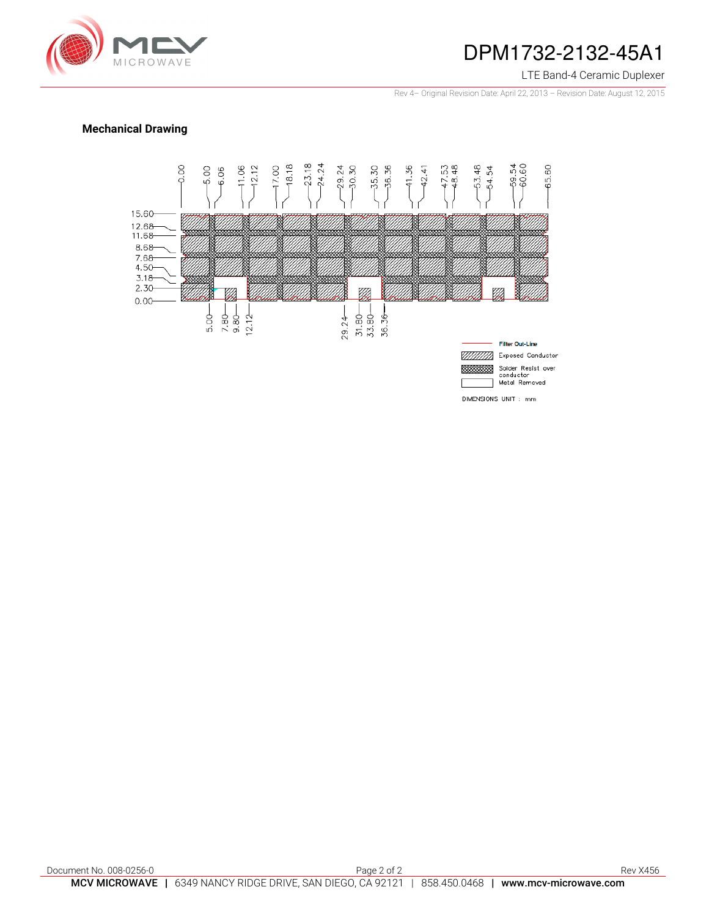## Mechanical Drawing

0.00 5.00 6.06 11.06 12.12 17.00 18.18 23.18 24.24 29.24 30.30 35.30 36.36 41.36 42.41 47.53 48.48 53.48 54.54 59.54 60.60 65.60

15.60
12.68
11.68
8.68
7.68
4.50
3.18
2.30
0.00

5.00 7.80 9.80 12.12 29.24 31.80 33.80 36.36

Filter Out-Line

Exposed Conductor

Solder Resist over conductor

Metal Removed

DIMENSIONS UNIT : mm